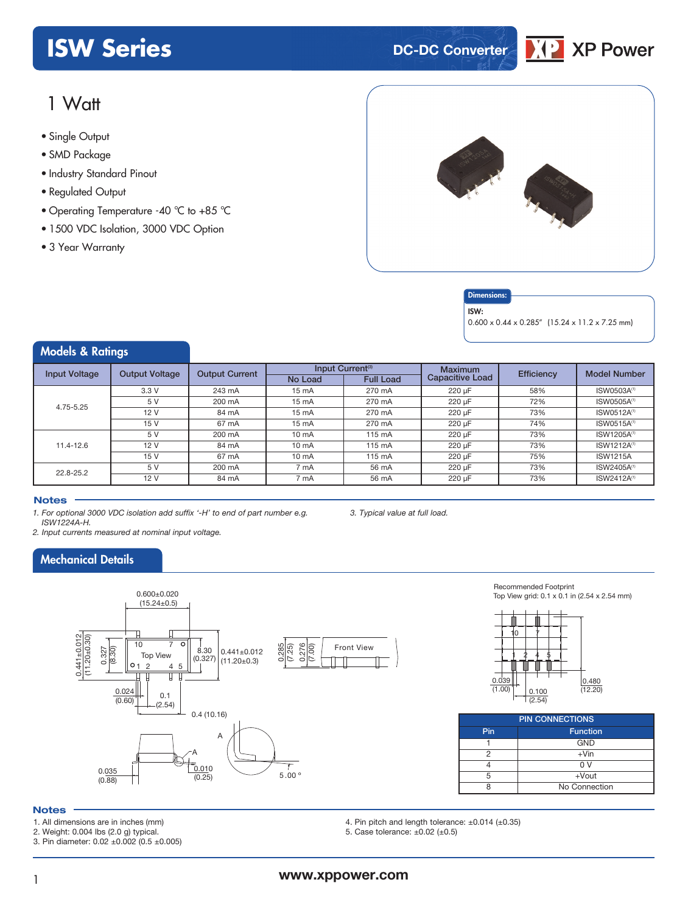# ISW Series

DC-DC Converter

XP Power

## 1 Watt

- Single Output
- SMD Package
- Industry Standard Pinout
- Regulated Output
- Operating Temperature -40 °C to +85 °C
- 1500 VDC Isolation, 3000 VDC Option
- 3 Year Warranty

**Dimensions:**

ISW:
0.600 x 0.44 x 0.285" (15.24 x 11.2 x 7.25 mm)

## Models & Ratings

| Input Voltage | Output Voltage | Output Current | Input Current[3] | | Maximum Capacitive Load | Efficiency | Model Number |
|---|---|---|---|---|---|---|---|
| | | | No Load | Full Load | | | |
| 4.75-5.25 | 3.3 V | 243 mA | 15 mA | 270 mA | 220 µF | 58% | ISW0503A[1] |
| | 5 V | 200 mA | 15 mA | 270 mA | 220 µF | 72% | ISW0505A[1] |
| | 12 V | 84 mA | 15 mA | 270 mA | 220 µF | 73% | ISW0512A[1] |
| | 15 V | 67 mA | 15 mA | 270 mA | 220 µF | 74% | ISW0515A[1] |
| 11.4-12.6 | 5 V | 200 mA | 10 mA | 115 mA | 220 µF | 73% | ISW1205A[1] |
| | 12 V | 84 mA | 10 mA | 115 mA | 220 µF | 73% | ISW1212A[1] |
| | 15 V | 67 mA | 10 mA | 115 mA | 220 µF | 75% | ISW1215A |
| 22.8-25.2 | 5 V | 200 mA | 7 mA | 56 mA | 220 µF | 73% | ISW2405A[1] |
| | 12 V | 84 mA | 7 mA | 56 mA | 220 µF | 73% | ISW2412A[1] |

### Notes

1. *For optional 3000 VDC isolation add suffix '-H' to end of part number e.g. ISW1224A-H.*
2. *Input currents measured at nominal input voltage.*
3. *Typical value at full load.*

## Mechanical Details

0.600±0.020 (15.24±0.5)

0.441±0.012 (11.20±0.30)

0.327 (8.30)

10 7

Top View

1 2 4 5

8.30 (0.327)

0.441±0.012 (11.20±0.3)

0.285 (7.25)

0.276 (7.00)

Front View

0.024 (0.60)

0.1 (2.54)

0.4 (10.16)

A

0.035 (0.88)

0.010 (0.25)

5.00 °

Recommended Footprint
Top View grid: 0.1 x 0.1 in (2.54 x 2.54 mm)

10 7

1 2 4 5

0.039 (1.00)

0.100 (2.54)

0.480 (12.20)

| PIN CONNECTIONS | |
|---|---|
| **Pin** | **Function** |
| 1 | GND |
| 2 | +Vin |
| 4 | 0 V |
| 5 | +Vout |
| 8 | No Connection |

### Notes

1. All dimensions are in inches (mm)
2. Weight: 0.004 lbs (2.0 g) typical.
3. Pin diameter: 0.02 ±0.002 (0.5 ±0.005)
4. Pin pitch and length tolerance: ±0.014 (±0.35)
5. Case tolerance: ±0.02 (±0.5)

www.xppower.com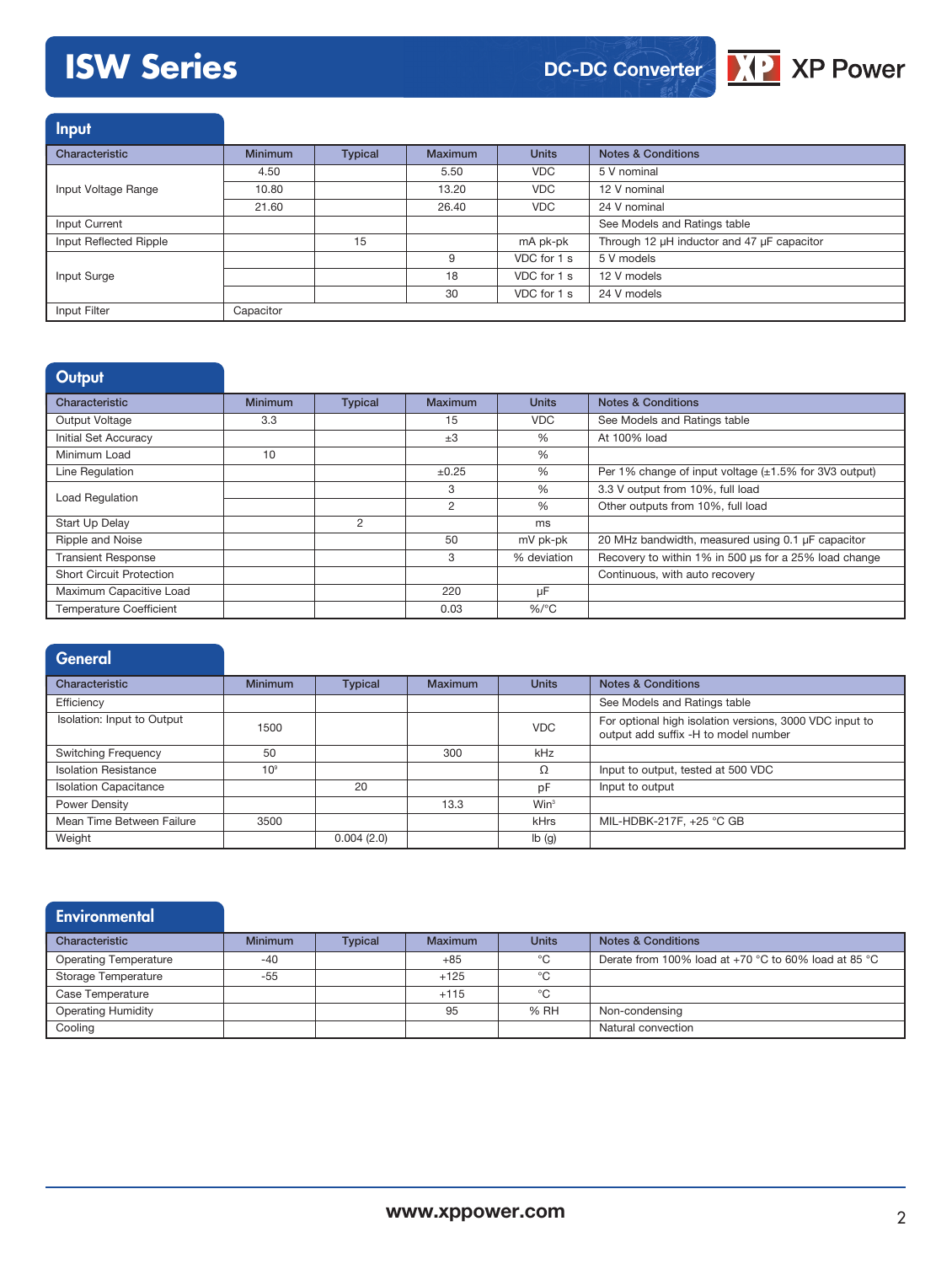## Input

| Characteristic | Minimum | Typical | Maximum | Units | Notes & Conditions |
|---|---|---|---|---|---|
| Input Voltage Range | 4.50 | | 5.50 | VDC | 5 V nominal |
| | 10.80 | | 13.20 | VDC | 12 V nominal |
| | 21.60 | | 26.40 | VDC | 24 V nominal |
| Input Current | | | | | See Models and Ratings table |
| Input Reflected Ripple | | 15 | | mA pk-pk | Through 12 µH inductor and 47 µF capacitor |
| Input Surge | | | 9 | VDC for 1 s | 5 V models |
| | | | 18 | VDC for 1 s | 12 V models |
| | | | 30 | VDC for 1 s | 24 V models |
| Input Filter | Capacitor | | | | |

## Output

| Characteristic | Minimum | Typical | Maximum | Units | Notes & Conditions |
|---|---|---|---|---|---|
| Output Voltage | 3.3 | | 15 | VDC | See Models and Ratings table |
| Initial Set Accuracy | | | ±3 | % | At 100% load |
| Minimum Load | 10 | | | % | |
| Line Regulation | | | ±0.25 | % | Per 1% change of input voltage (±1.5% for 3V3 output) |
| Load Regulation | | | 3 | % | 3.3 V output from 10%, full load |
| | | | 2 | % | Other outputs from 10%, full load |
| Start Up Delay | | 2 | | ms | |
| Ripple and Noise | | | 50 | mV pk-pk | 20 MHz bandwidth, measured using 0.1 µF capacitor |
| Transient Response | | | 3 | % deviation | Recovery to within 1% in 500 µs for a 25% load change |
| Short Circuit Protection | | | | | Continuous, with auto recovery |
| Maximum Capacitive Load | | | 220 | µF | |
| Temperature Coefficient | | | 0.03 | %/°C | |

## General

| Characteristic | Minimum | Typical | Maximum | Units | Notes & Conditions |
|---|---|---|---|---|---|
| Efficiency | | | | | See Models and Ratings table |
| Isolation: Input to Output | 1500 | | | VDC | For optional high isolation versions, 3000 VDC input to output add suffix -H to model number |
| Switching Frequency | 50 | | 300 | kHz | |
| Isolation Resistance | $10^9$ | | | Ω | Input to output, tested at 500 VDC |
| Isolation Capacitance | | 20 | | pF | Input to output |
| Power Density | | | 13.3 | $W in^3$ | |
| Mean Time Between Failure | 3500 | | | kHrs | MIL-HDBK-217F, +25 °C GB |
| Weight | | 0.004 (2.0) | | lb (g) | |

## Environmental

| Characteristic | Minimum | Typical | Maximum | Units | Notes & Conditions |
|---|---|---|---|---|---|
| Operating Temperature | -40 | | +85 | °C | Derate from 100% load at +70 °C to 60% load at 85 °C |
| Storage Temperature | -55 | | +125 | °C | |
| Case Temperature | | | +115 | °C | |
| Operating Humidity | | | 95 | % RH | Non-condensing |
| Cooling | | | | | Natural convection |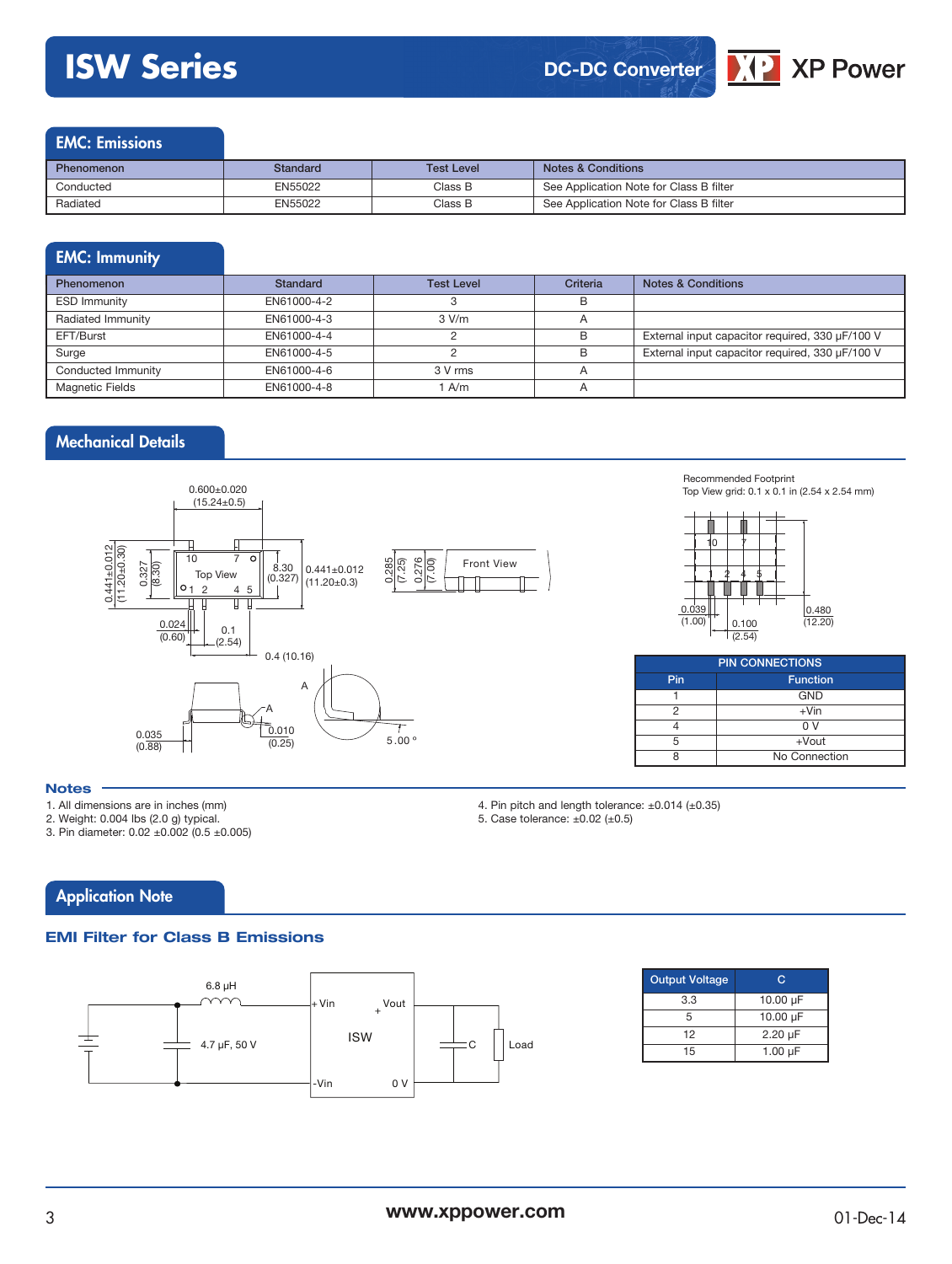## EMC: Emissions

| Phenomenon | Standard | Test Level | Notes & Conditions |
|---|---|---|---|
| Conducted | EN55022 | Class B | See Application Note for Class B filter |
| Radiated | EN55022 | Class B | See Application Note for Class B filter |

## EMC: Immunity

| Phenomenon | Standard | Test Level | Criteria | Notes & Conditions |
|---|---|---|---|---|
| ESD Immunity | EN61000-4-2 | 3 | B | |
| Radiated Immunity | EN61000-4-3 | 3 V/m | A | |
| EFT/Burst | EN61000-4-4 | 2 | B | External input capacitor required, 330 µF/100 V |
| Surge | EN61000-4-5 | 2 | B | External input capacitor required, 330 µF/100 V |
| Conducted Immunity | EN61000-4-6 | 3 V rms | A | |
| Magnetic Fields | EN61000-4-8 | 1 A/m | A | |

## Mechanical Details

0.600±0.020
(15.24±0.5)

0.441±0.012
(11.20±0.30)

0.327
(8.30)

10 7
Top View
1 2 4 5

8.30
(0.327)

0.441±0.012
(11.20±0.3)

0.285
(7.25)

0.276
(7.00)

Front View

0.024
(0.60)

0.1
(2.54)

0.4 (10.16)

A

0.035
(0.88)

0.010
(0.25)

5.00°

Recommended Footprint
Top View grid: 0.1 x 0.1 in (2.54 x 2.54 mm)

10 7
1 2 4 5

0.039
(1.00)

0.100
(2.54)

0.480
(12.20)

| PIN CONNECTIONS | |
|---|---|
| Pin | Function |
| 1 | GND |
| 2 | +Vin |
| 4 | 0 V |
| 5 | +Vout |
| 8 | No Connection |

### Notes

1. All dimensions are in inches (mm)
2. Weight: 0.004 lbs (2.0 g) typical.
3. Pin diameter: 0.02 ±0.002 (0.5 ±0.005)
4. Pin pitch and length tolerance: ±0.014 (±0.35)
5. Case tolerance: ±0.02 (±0.5)

## Application Note

### EMI Filter for Class B Emissions

6.8 µH

4.7 µF, 50 V

+Vin
Vout
ISW
-Vin
0 V

C

Load

| Output Voltage | C |
|---|---|
| 3.3 | 10.00 µF |
| 5 | 10.00 µF |
| 12 | 2.20 µF |
| 15 | 1.00 µF |